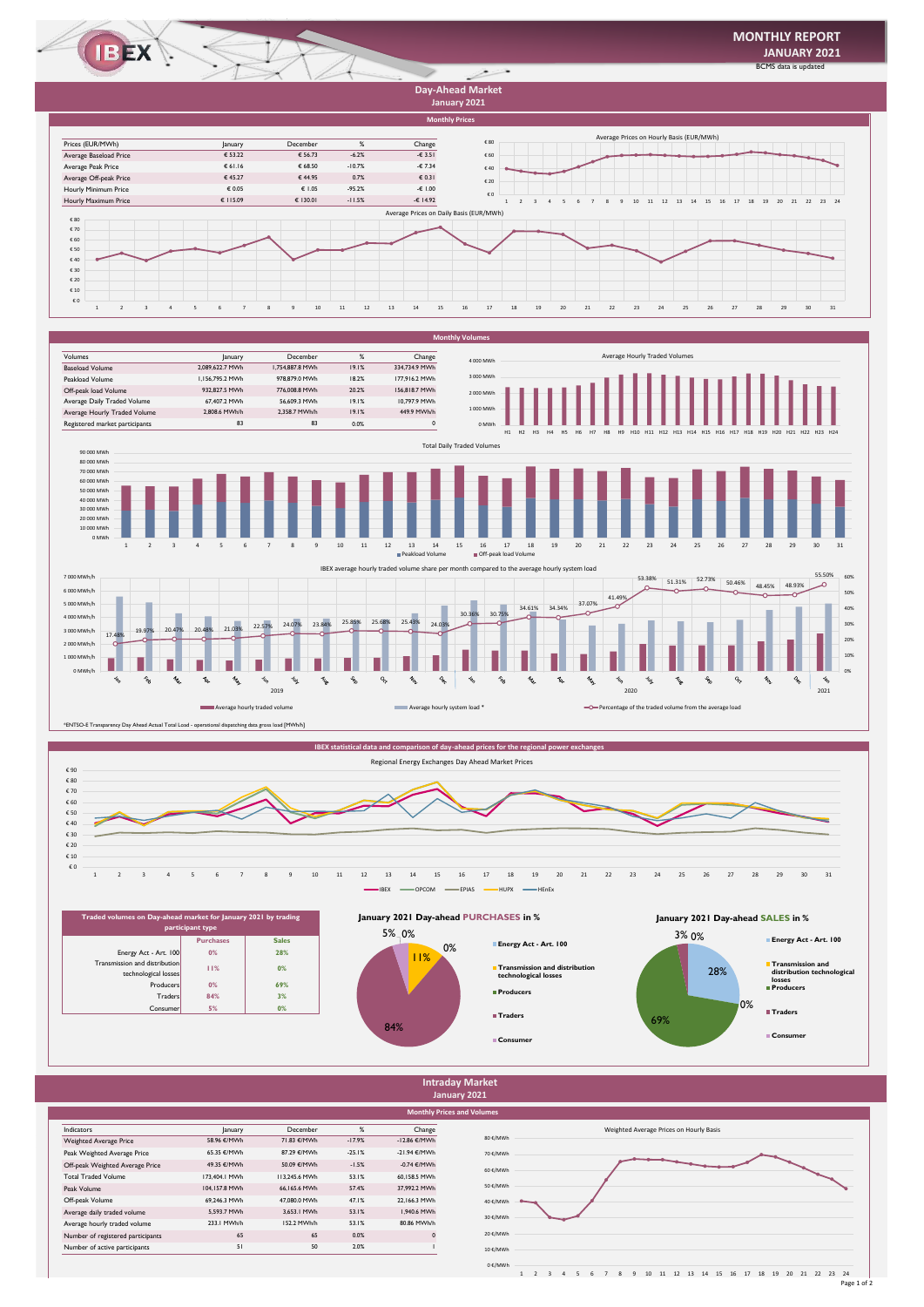# MONTHLY REPORT
## JANUARY 2021

BCMS data is updated

## Day-Ahead Market
### January 2021

### Monthly Prices

| Prices (EUR/MWh) | January | December | % | Change |
|---|---|---|---|---|
| Average Baseload Price | € 53.22 | € 56.73 | -6.2% | -€ 3.51 |
| Average Peak Price | € 61.16 | € 68.50 | -10.7% | -€ 7.34 |
| Average Off-peak Price | € 45.27 | € 44.95 | 0.7% | € 0.31 |
| Hourly Minimum Price | € 0.05 | € 1.05 | -95.2% | -€ 1.00 |
| Hourly Maximum Price | € 115.09 | € 130.01 | -11.5% | -€ 14.92 |

Average Prices on Hourly Basis (EUR/MWh)

Average Prices on Daily Basis (EUR/MWh)

### Monthly Volumes

| Volumes | January | December | % | Change |
|---|---|---|---|---|
| Baseload Volume | 2,089,622.7 MWh | 1,754,887.8 MWh | 19.1% | 334,734.9 MWh |
| Peakload Volume | 1,156,795.2 MWh | 978,879.0 MWh | 18.2% | 177,916.2 MWh |
| Off-peak load Volume | 932,827.5 MWh | 776,008.8 MWh | 20.2% | 156,818.7 MWh |
| Average Daily Traded Volume | 67,407.2 MWh | 56,609.3 MWh | 19.1% | 10,797.9 MWh |
| Average Hourly Traded Volume | 2,808.6 MWh/h | 2,358.7 MWh/h | 19.1% | 449.9 MWh/h |
| Registered market participants | 83 | 83 | 0.0% | 0 |

Average Hourly Traded Volumes

Total Daily Traded Volumes

IBEX average hourly traded volume share per month compared to the average hourly system load

*ENTSO-E Transparency Day Ahead Actual Total Load - operational dispatching data gross load [MWh/h]

### IBEX statistical data and comparison of day-ahead prices for the regional power exchanges

Regional Energy Exchanges Day Ahead Market Prices

| Traded volumes on Day-ahead market for January 2021 by trading participant type | Purchases | Sales |
|---|---|---|
| Energy Act - Art. 100 | 0% | 28% |
| Transmission and distribution technological losses | 11% | 0% |
| Producers | 0% | 69% |
| Traders | 84% | 3% |
| Consumer | 5% | 0% |

January 2021 Day-ahead PURCHASES in %

January 2021 Day-ahead SALES in %

## Intraday Market
### January 2021

### Monthly Prices and Volumes

| Indicators | January | December | % | Change |
|---|---|---|---|---|
| Weighted Average Price | 58.96 €/MWh | 71.83 €/MWh | -17.9% | -12.86 €/MWh |
| Peak Weighted Average Price | 65.35 €/MWh | 87.29 €/MWh | -25.1% | -21.94 €/MWh |
| Off-peak Weighted Average Price | 49.35 €/MWh | 50.09 €/MWh | -1.5% | -0.74 €/MWh |
| Total Traded Volume | 173,404.1 MWh | 113,245.6 MWh | 53.1% | 60,158.5 MWh |
| Peak Volume | 104,157.8 MWh | 66,165.6 MWh | 57.4% | 37,992.2 MWh |
| Off-peak Volume | 69,246.3 MWh | 47,080.0 MWh | 47.1% | 22,166.3 MWh |
| Average daily traded volume | 5,593.7 MWh | 3,653.1 MWh | 53.1% | 1,940.6 MWh |
| Average hourly traded volume | 233.1 MWh/h | 152.2 MWh/h | 53.1% | 80.86 MWh/h |
| Number of registered participants | 65 | 65 | 0.0% | 0 |
| Number of active participants | 51 | 50 | 2.0% | 1 |

Weighted Average Prices on Hourly Basis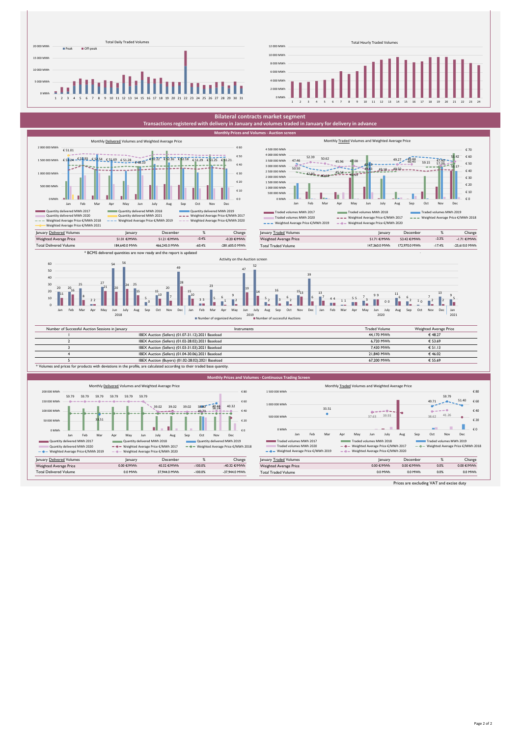Total Daily Traded Volumes

Peak
Off-peak

20 000 MWh
15 000 MWh
10 000 MWh
5 000 MWh
0 MWh

1 2 3 4 5 6 7 8 9 10 11 12 13 14 15 16 17 18 19 20 21 22 23 24 25 26 27 28 29 30 31

Total Hourly Traded Volumes

12 000 MWh
10 000 MWh
8 000 MWh
6 000 MWh
4 000 MWh
2 000 MWh
0 MWh

1 2 3 4 5 6 7 8 9 10 11 12 13 14 15 16 17 18 19 20 21 22 23 24

## Bilateral contracts market segment

### Transactions registered with delivery in January and volumes traded in January for delivery in advance

### Monthly Prices and Volumes - Auction screen

Monthly Delivered Volumes and Weighted Average Price

€ 51.01 € 51.24 € 52.93 € 52.54 € 51.69 € 51.28 € 48.10 € 52.22 € 52.16 € 52.18 € 51.29 € 51.25 € 51.21

Jan Feb Mar Apr May Jun July Aug Sep Oct Nov Dec

Quantity delivered MWh 2017
Quantity delivered MWh 2018
Quantity delivered MWh 2019
Quantity delivered MWh 2020
Quantity delivered MWh 2021
Weighted Average Price €/MWh 2017
Weighted Average Price €/MWh 2018
Weighted Average Price €/MWh 2019
Weighted Average Price €/MWh 2020
Weighted Average Price €/MWh 2021

| January Delivered Volumes | January | December | % | Change |
|---|---|---|---|---|
| Weighted Average Price | 51.01 €/MWh | 51.21 €/MWh | -0.4% | -0.20 €/MWh |
| Total Delivered Volume | 184,640.0 MWh | 466,245.0 MWh | -60.4% | -281,605.0 MWh |

* BCMS delivered quantities are now ready and the report is updated

Monthly Traded Volumes and Weighted Average Price

47.46 52.39 50.62 45.96 47.08 49.27 49.44 48.43 59.15 47.40 57.01 53.42 53.17 50.50 42.81 40.40 45.14 42.53 49.43 49.18 49.50

Jan Feb Mar Apr May Jun July Aug Sep Oct Nov Dec

Traded volumes MWh 2017
Traded volumes MWh 2018
Traded volumes MWh 2019
Traded volumes MWh 2020
Weighted Average Price €/MWh 2017
Weighted Average Price €/MWh 2018
Weighted Average Price €/MWh 2019
Weighted Average Price €/MWh 2020

| January Traded Volumes | January | December | % | Change |
|---|---|---|---|---|
| Weighted Average Price | 51.71 €/MWh | 53.42 €/MWh | -3.3% | -1.71 €/MWh |
| Total Traded Volume | 147,360.0 MWh | 172,970.0 MWh | -17.4% | -25,610.0 MWh |

Activity on the Auction screen

Number of organized Auctions
Number of successful Auctions

2018 2019 2020 2021

| Number of Successful Auction Sessions in January | Instruments | Traded Volume | Weighted Average Price |
|---|---|---|---|
| 1 | IBEX Auction (Sellers) (01.07-31.12).2021 Baseload | 44,170 MWh | € 48.27 |
| 2 | IBEX Auction (Sellers) (01.02-28.02).2021 Baseload | 6,720 MWh | € 53.69 |
| 3 | IBEX Auction (Sellers) (01.03-31.03).2021 Baseload | 7,430 MWh | € 51.13 |
| 4 | IBEX Auction (Sellers) (01.04-30.06).2021 Baseload | 21,840 MWh | € 46.02 |
| 5 | IBEX Auction (Buyers) (01.02-28.02).2021 Baseload | 67,200 MWh | € 55.69 |

* Volumes and prices for products with deviations in the profile, are calculated according to their traded base quantity.

### Monthly Prices and Volumes - Continuous Trading Screen

Monthly Delivered Volumes and Weighted Average Price

59.79 59.79 59.79 59.79 59.79 59.79 59.79 39.02 39.02 39.02 38.80 49.20 40.44 52.24 40.32 33.51

Jan Feb Mar Apr May Jun July Aug Sep Oct Nov Dec

Quantity delivered MWh 2017
Quantity delivered MWh 2018
Quantity delivered MWh 2019
Quantity delivered MWh 2020
Weighted Average Price €/MWh 2017
Weighted Average Price €/MWh 2018
Weighted Average Price €/MWh 2019
Weighted Average Price €/MWh 2020

| January Delivered Volumes | January | December | % | Change |
|---|---|---|---|---|
| Weighted Average Price | 0.00 €/MWh | 40.32 €/MWh | -100.0% | -40.32 €/MWh |
| Total Delivered Volume | 0.0 MWh | 37,944.0 MWh | -100.0% | -37,944.0 MWh |

Monthly Traded Volumes and Weighted Average Price

33.51 37.63 39.93 49.71 59.79 51.40 38.62 41.26

Jan Feb Mar Apr May Jun July Aug Sep Oct Nov Dec

Traded volumes MWh 2017
Traded volumes MWh 2018
Traded volumes MWh 2019
Traded volumes MWh 2020
Weighted Average Price €/MWh 2017
Weighted Average Price €/MWh 2018
Weighted Average Price €/MWh 2019
Weighted Average Price €/MWh 2020

| January Traded Volumes | January | December | % | Change |
|---|---|---|---|---|
| Weighted Average Price | 0.00 €/MWh | 0.00 €/MWh | 0.0% | 0.00 €/MWh |
| Total Traded Volume | 0.0 MWh | 0.0 MWh | 0.0% | 0.0 MWh |

Prices are excluding VAT and excise duty